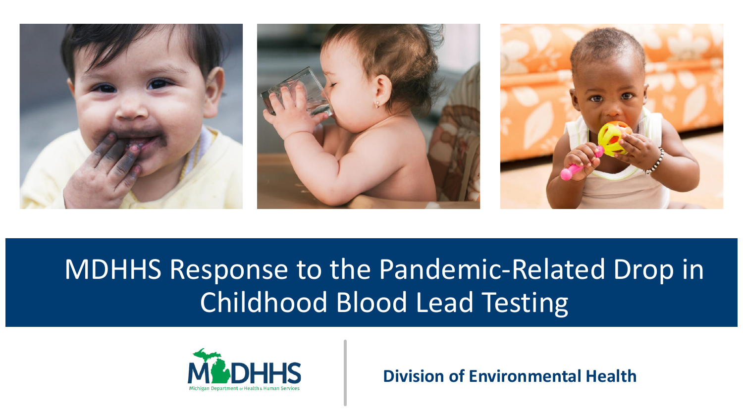# MDHHS Response to the Pandemic-Related Drop in Childhood Blood Lead Testing

MDHHS
Michigan Department of Health & Human Services

**Division of Environmental Health**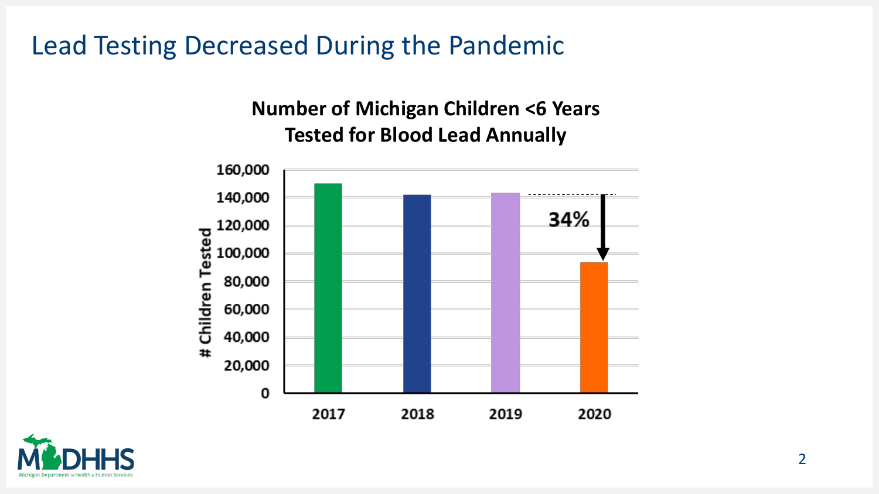# Lead Testing Decreased During the Pandemic

**Number of Michigan Children <6 Years Tested for Blood Lead Annually**

| Year | # Children Tested |
| --- | --- |
| 2017 | ~150,000 |
| 2018 | ~142,000 |
| 2019 | ~143,000 |
| 2020 | ~94,000 |

34% (decrease from 2019 to 2020)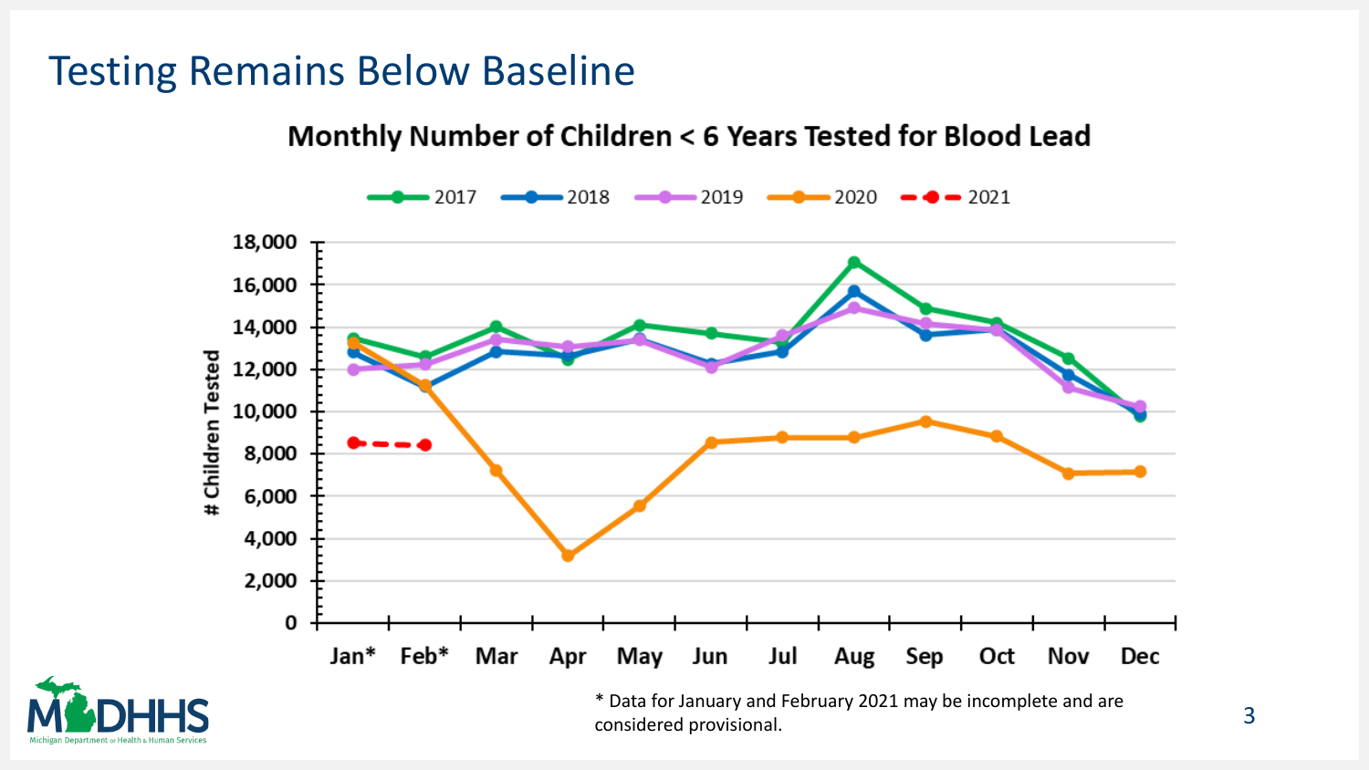# Testing Remains Below Baseline

**Monthly Number of Children < 6 Years Tested for Blood Lead**

2017 — 2018 — 2019 — 2020 — 2021

\# Children Tested

18,000
16,000
14,000
12,000
10,000
8,000
6,000
4,000
2,000
0

Jan* Feb* Mar Apr May Jun Jul Aug Sep Oct Nov Dec

* Data for January and February 2021 may be incomplete and are considered provisional.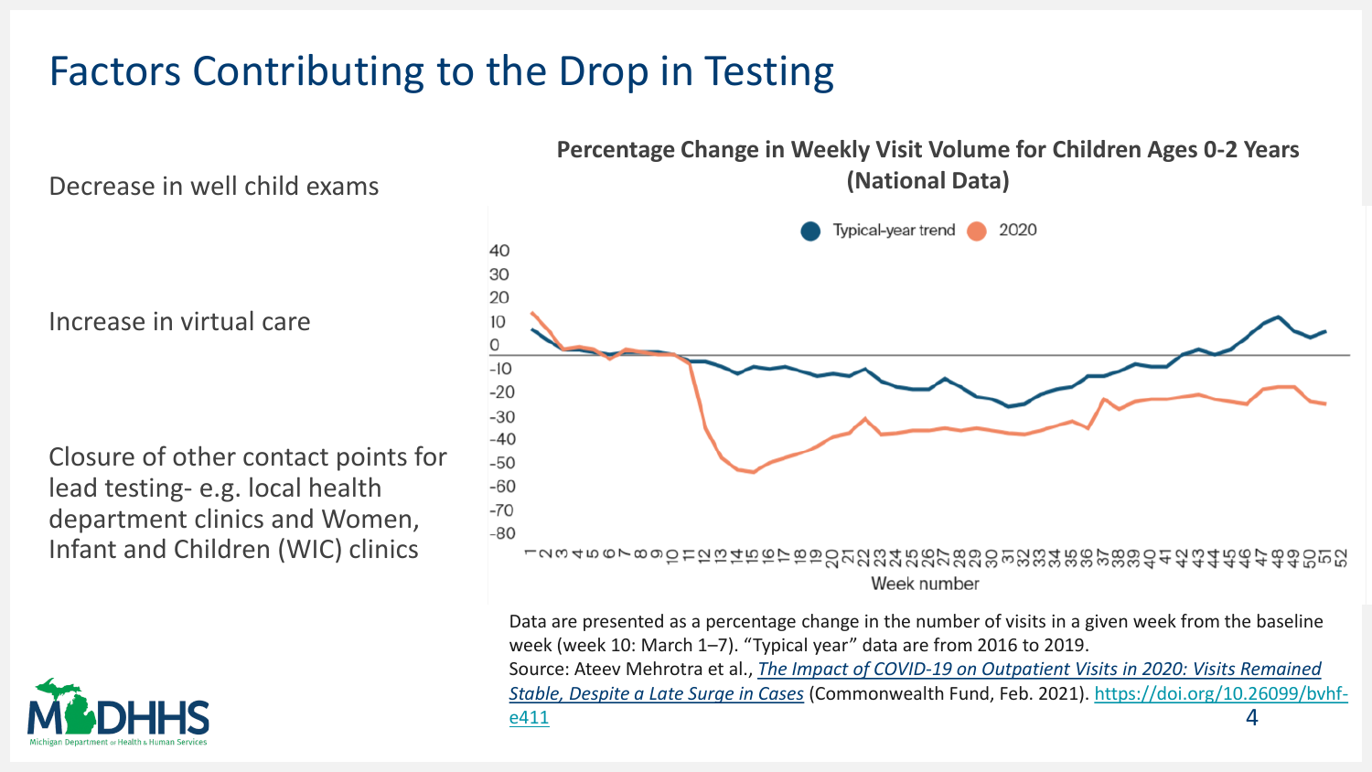# Factors Contributing to the Drop in Testing

Decrease in well child exams

Increase in virtual care

Closure of other contact points for lead testing- e.g. local health department clinics and Women, Infant and Children (WIC) clinics

**Percentage Change in Weekly Visit Volume for Children Ages 0-2 Years (National Data)**

Data are presented as a percentage change in the number of visits in a given week from the baseline week (week 10: March 1–7). "Typical year" data are from 2016 to 2019.
Source: Ateev Mehrotra et al., *The Impact of COVID-19 on Outpatient Visits in 2020: Visits Remained Stable, Despite a Late Surge in Cases* (Commonwealth Fund, Feb. 2021). https://doi.org/10.26099/bvhf-e411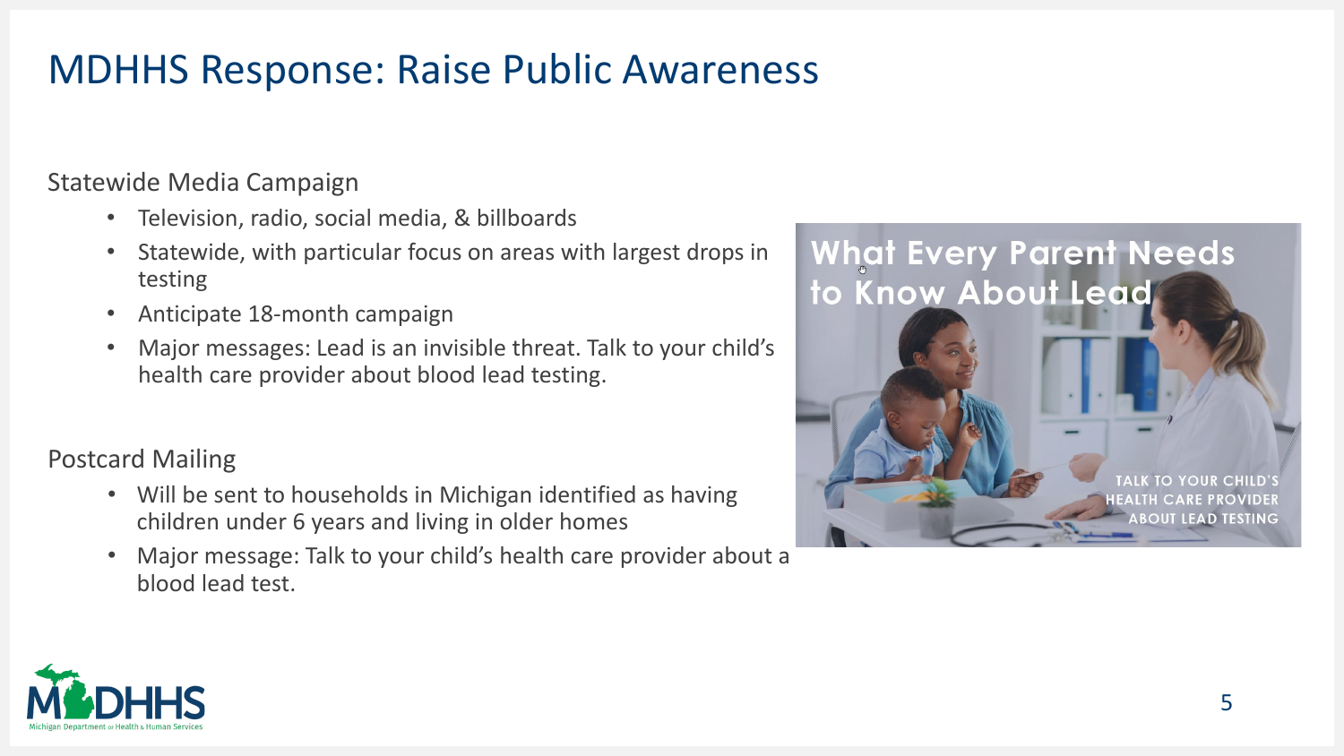# MDHHS Response: Raise Public Awareness

Statewide Media Campaign

- Television, radio, social media, & billboards
- Statewide, with particular focus on areas with largest drops in testing
- Anticipate 18-month campaign
- Major messages: Lead is an invisible threat. Talk to your child's health care provider about blood lead testing.

Postcard Mailing

- Will be sent to households in Michigan identified as having children under 6 years and living in older homes
- Major message: Talk to your child's health care provider about a blood lead test.

What Every Parent Needs to Know About Lead

TALK TO YOUR CHILD'S HEALTH CARE PROVIDER ABOUT LEAD TESTING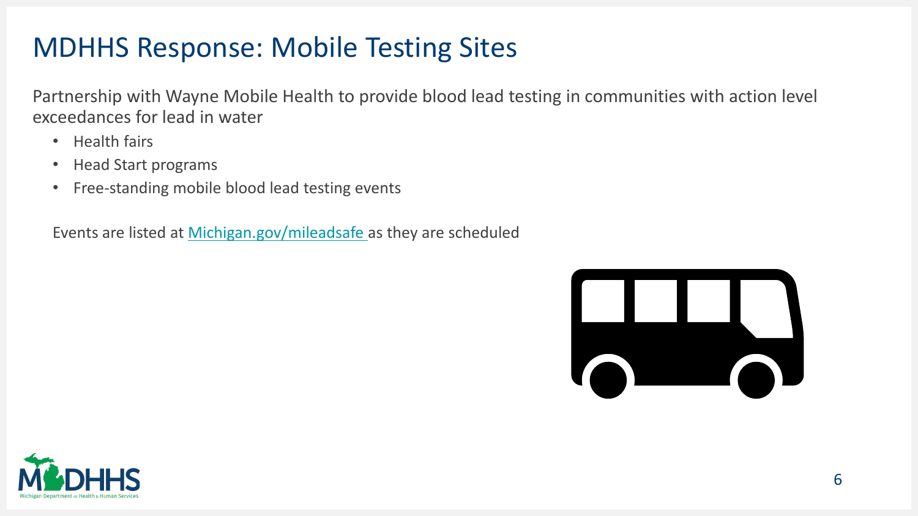# MDHHS Response: Mobile Testing Sites

Partnership with Wayne Mobile Health to provide blood lead testing in communities with action level exceedances for lead in water

- Health fairs
- Head Start programs
- Free-standing mobile blood lead testing events

Events are listed at [Michigan.gov/mileadsafe](Michigan.gov/mileadsafe) as they are scheduled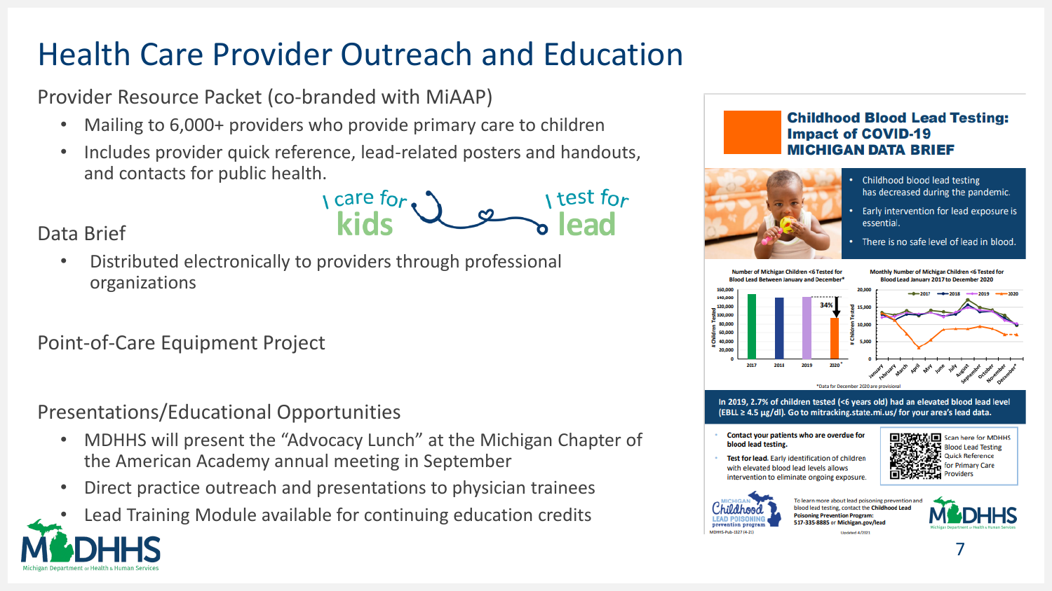# Health Care Provider Outreach and Education

Provider Resource Packet (co-branded with MiAAP)

- Mailing to 6,000+ providers who provide primary care to children
- Includes provider quick reference, lead-related posters and handouts, and contacts for public health.

I care for kids — I test for lead

Data Brief

- Distributed electronically to providers through professional organizations

Point-of-Care Equipment Project

Presentations/Educational Opportunities

- MDHHS will present the "Advocacy Lunch" at the Michigan Chapter of the American Academy annual meeting in September
- Direct practice outreach and presentations to physician trainees
- Lead Training Module available for continuing education credits

## Childhood Blood Lead Testing: Impact of COVID-19 MICHIGAN DATA BRIEF

- Childhood blood lead testing has decreased during the pandemic.
- Early intervention for lead exposure is essential.
- There is no safe level of lead in blood.

Number of Michigan Children <6 Tested for Blood Lead Between January and December*

Monthly Number of Michigan Children <6 Tested for Blood Lead January 2017 to December 2020

*Data for December 2020 are provisional

In 2019, 2.7% of children tested (<6 years old) had an elevated blood lead level (EBLL ≥ 4.5 µg/dl). Go to mitracking.state.mi.us/ for your area's lead data.

- Contact your patients who are overdue for blood lead testing.
- Test for lead. Early identification of children with elevated blood lead levels allows intervention to eliminate ongoing exposure.

Scan here for MDHHS Blood Lead Testing Quick Reference for Primary Care Providers

To learn more about lead poisoning prevention and blood lead testing, contact the Childhood Lead Poisoning Prevention Program: 517-335-8885 or Michigan.gov/lead

MDHHS-Pub-1327 (4-21)

Updated 4/2021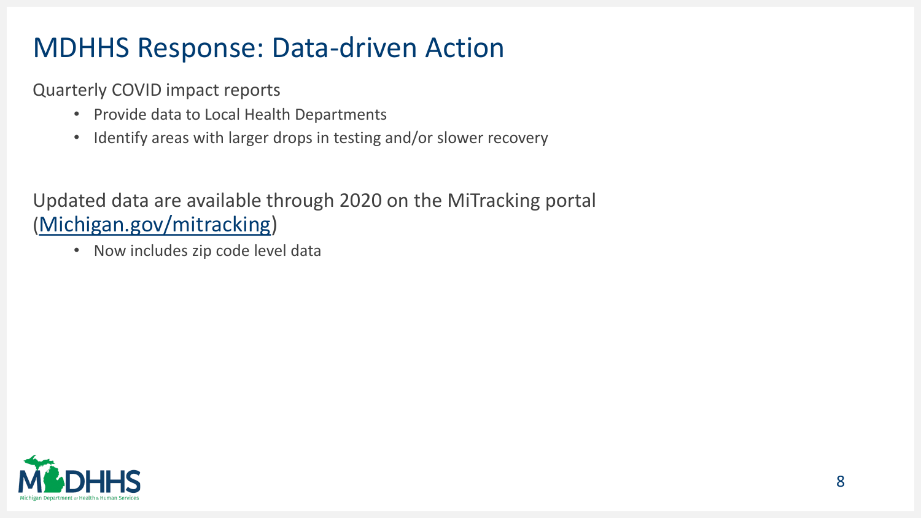# MDHHS Response: Data-driven Action

Quarterly COVID impact reports

- Provide data to Local Health Departments
- Identify areas with larger drops in testing and/or slower recovery

Updated data are available through 2020 on the MiTracking portal (Michigan.gov/mitracking)

- Now includes zip code level data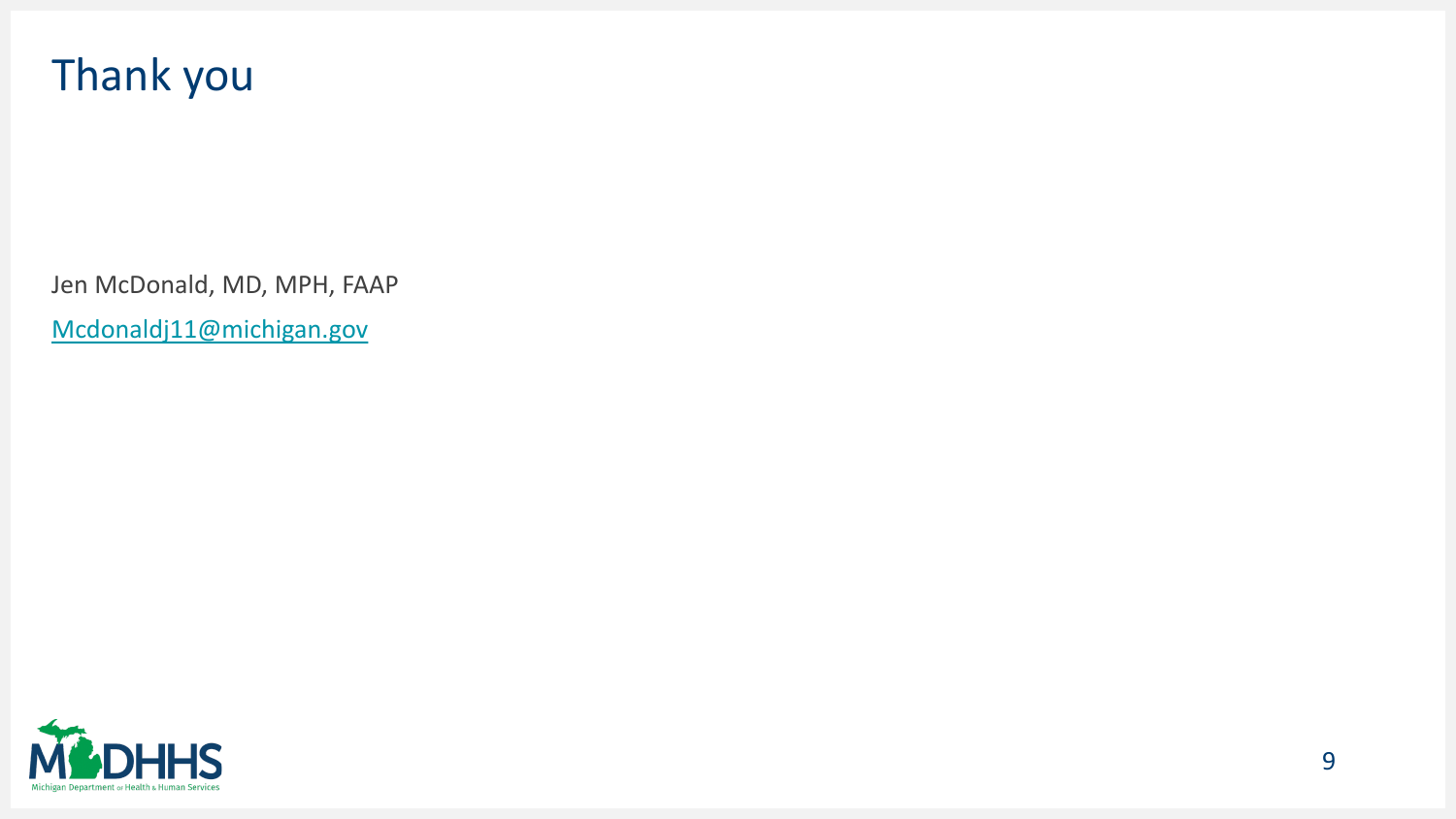# Thank you

Jen McDonald, MD, MPH, FAAP

Mcdonaldj11@michigan.gov